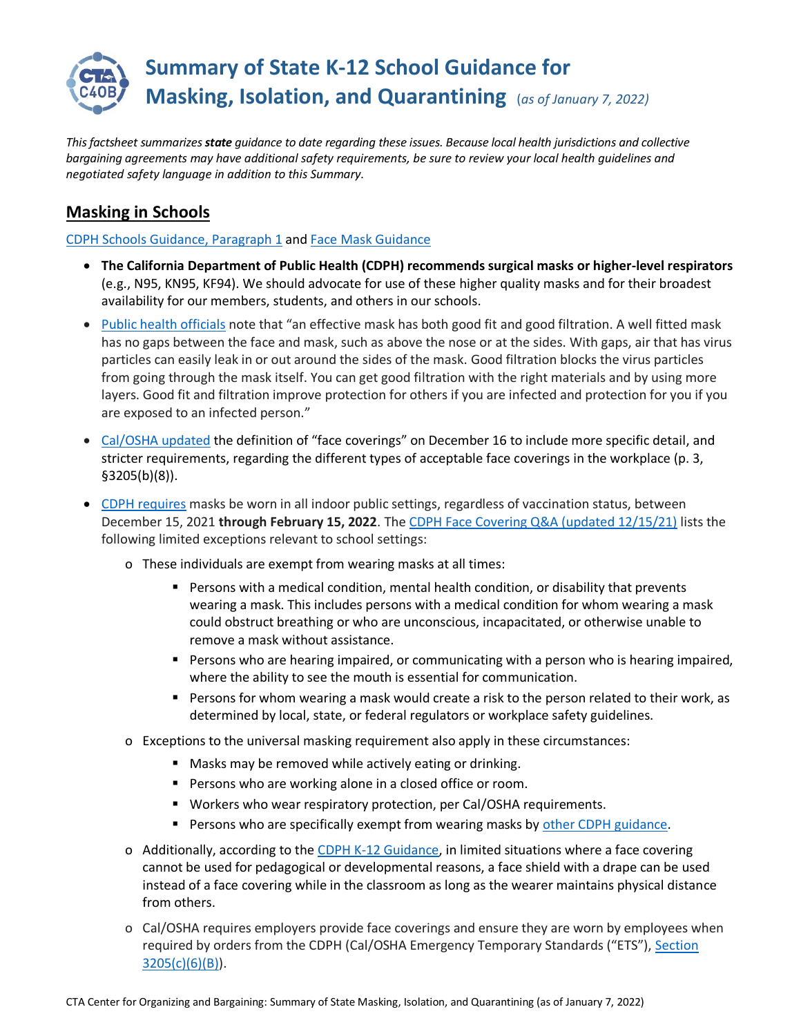# Summary of State K-12 School Guidance for Masking, Isolation, and Quarantining (*as of January 7, 2022*)

*This factsheet summarizes **state** guidance to date regarding these issues. Because local health jurisdictions and collective bargaining agreements may have additional safety requirements, be sure to review your local health guidelines and negotiated safety language in addition to this Summary.*

## Masking in Schools

CDPH Schools Guidance, Paragraph 1 and Face Mask Guidance

- **The California Department of Public Health (CDPH) recommends surgical masks or higher-level respirators** (e.g., N95, KN95, KF94). We should advocate for use of these higher quality masks and for their broadest availability for our members, students, and others in our schools.
- Public health officials note that "an effective mask has both good fit and good filtration. A well fitted mask has no gaps between the face and mask, such as above the nose or at the sides. With gaps, air that has virus particles can easily leak in or out around the sides of the mask. Good filtration blocks the virus particles from going through the mask itself. You can get good filtration with the right materials and by using more layers. Good fit and filtration improve protection for others if you are infected and protection for you if you are exposed to an infected person."
- Cal/OSHA updated the definition of "face coverings" on December 16 to include more specific detail, and stricter requirements, regarding the different types of acceptable face coverings in the workplace (p. 3, §3205(b)(8)).
- CDPH requires masks be worn in all indoor public settings, regardless of vaccination status, between December 15, 2021 **through February 15, 2022**. The CDPH Face Covering Q&A (updated 12/15/21) lists the following limited exceptions relevant to school settings:
    - These individuals are exempt from wearing masks at all times:
        - Persons with a medical condition, mental health condition, or disability that prevents wearing a mask. This includes persons with a medical condition for whom wearing a mask could obstruct breathing or who are unconscious, incapacitated, or otherwise unable to remove a mask without assistance.
        - Persons who are hearing impaired, or communicating with a person who is hearing impaired, where the ability to see the mouth is essential for communication.
        - Persons for whom wearing a mask would create a risk to the person related to their work, as determined by local, state, or federal regulators or workplace safety guidelines.
    - Exceptions to the universal masking requirement also apply in these circumstances:
        - Masks may be removed while actively eating or drinking.
        - Persons who are working alone in a closed office or room.
        - Workers who wear respiratory protection, per Cal/OSHA requirements.
        - Persons who are specifically exempt from wearing masks by other CDPH guidance.
    - Additionally, according to the CDPH K-12 Guidance, in limited situations where a face covering cannot be used for pedagogical or developmental reasons, a face shield with a drape can be used instead of a face covering while in the classroom as long as the wearer maintains physical distance from others.
    - Cal/OSHA requires employers provide face coverings and ensure they are worn by employees when required by orders from the CDPH (Cal/OSHA Emergency Temporary Standards ("ETS"), Section 3205(c)(6)(B)).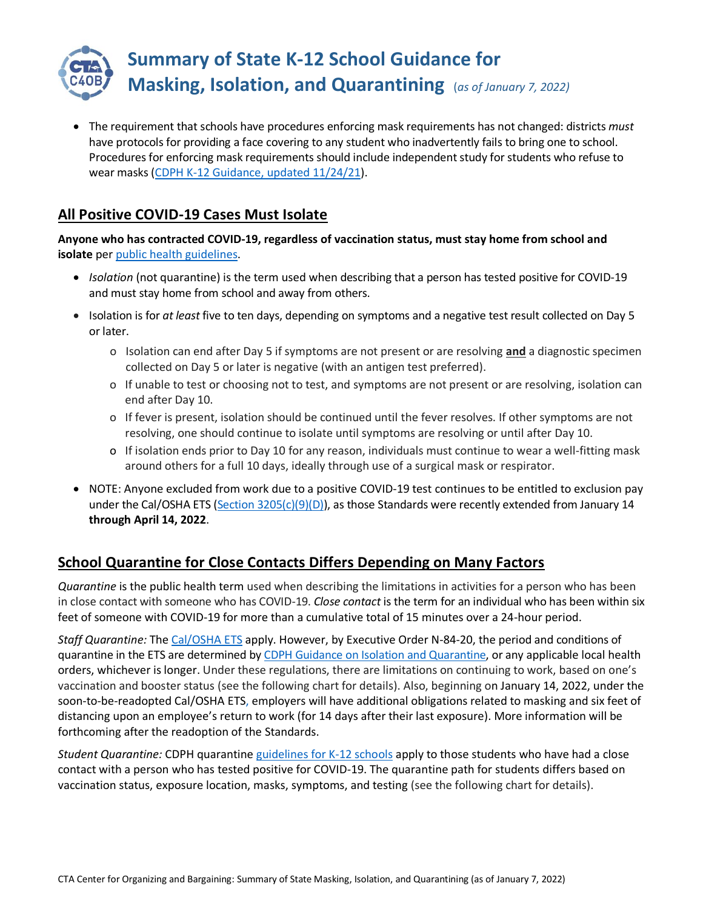# Summary of State K-12 School Guidance for Masking, Isolation, and Quarantining (*as of January 7, 2022*)

- The requirement that schools have procedures enforcing mask requirements has not changed: districts *must* have protocols for providing a face covering to any student who inadvertently fails to bring one to school. Procedures for enforcing mask requirements should include independent study for students who refuse to wear masks (CDPH K-12 Guidance, updated 11/24/21).

## All Positive COVID-19 Cases Must Isolate

**Anyone who has contracted COVID-19, regardless of vaccination status, must stay home from school and isolate** per public health guidelines.

- *Isolation* (not quarantine) is the term used when describing that a person has tested positive for COVID-19 and must stay home from school and away from others.
- Isolation is for *at least* five to ten days, depending on symptoms and a negative test result collected on Day 5 or later.
  - Isolation can end after Day 5 if symptoms are not present or are resolving **and** a diagnostic specimen collected on Day 5 or later is negative (with an antigen test preferred).
  - If unable to test or choosing not to test, and symptoms are not present or are resolving, isolation can end after Day 10.
  - If fever is present, isolation should be continued until the fever resolves. If other symptoms are not resolving, one should continue to isolate until symptoms are resolving or until after Day 10.
  - If isolation ends prior to Day 10 for any reason, individuals must continue to wear a well-fitting mask around others for a full 10 days, ideally through use of a surgical mask or respirator.
- NOTE: Anyone excluded from work due to a positive COVID-19 test continues to be entitled to exclusion pay under the Cal/OSHA ETS (Section 3205(c)(9)(D)), as those Standards were recently extended from January 14 **through April 14, 2022**.

## School Quarantine for Close Contacts Differs Depending on Many Factors

*Quarantine* is the public health term used when describing the limitations in activities for a person who has been in close contact with someone who has COVID-19. *Close contact* is the term for an individual who has been within six feet of someone with COVID-19 for more than a cumulative total of 15 minutes over a 24-hour period.

*Staff Quarantine:* The Cal/OSHA ETS apply. However, by Executive Order N-84-20, the period and conditions of quarantine in the ETS are determined by CDPH Guidance on Isolation and Quarantine, or any applicable local health orders, whichever is longer. Under these regulations, there are limitations on continuing to work, based on one's vaccination and booster status (see the following chart for details). Also, beginning on January 14, 2022, under the soon-to-be-readopted Cal/OSHA ETS, employers will have additional obligations related to masking and six feet of distancing upon an employee's return to work (for 14 days after their last exposure). More information will be forthcoming after the readoption of the Standards.

*Student Quarantine:* CDPH quarantine guidelines for K-12 schools apply to those students who have had a close contact with a person who has tested positive for COVID-19. The quarantine path for students differs based on vaccination status, exposure location, masks, symptoms, and testing (see the following chart for details).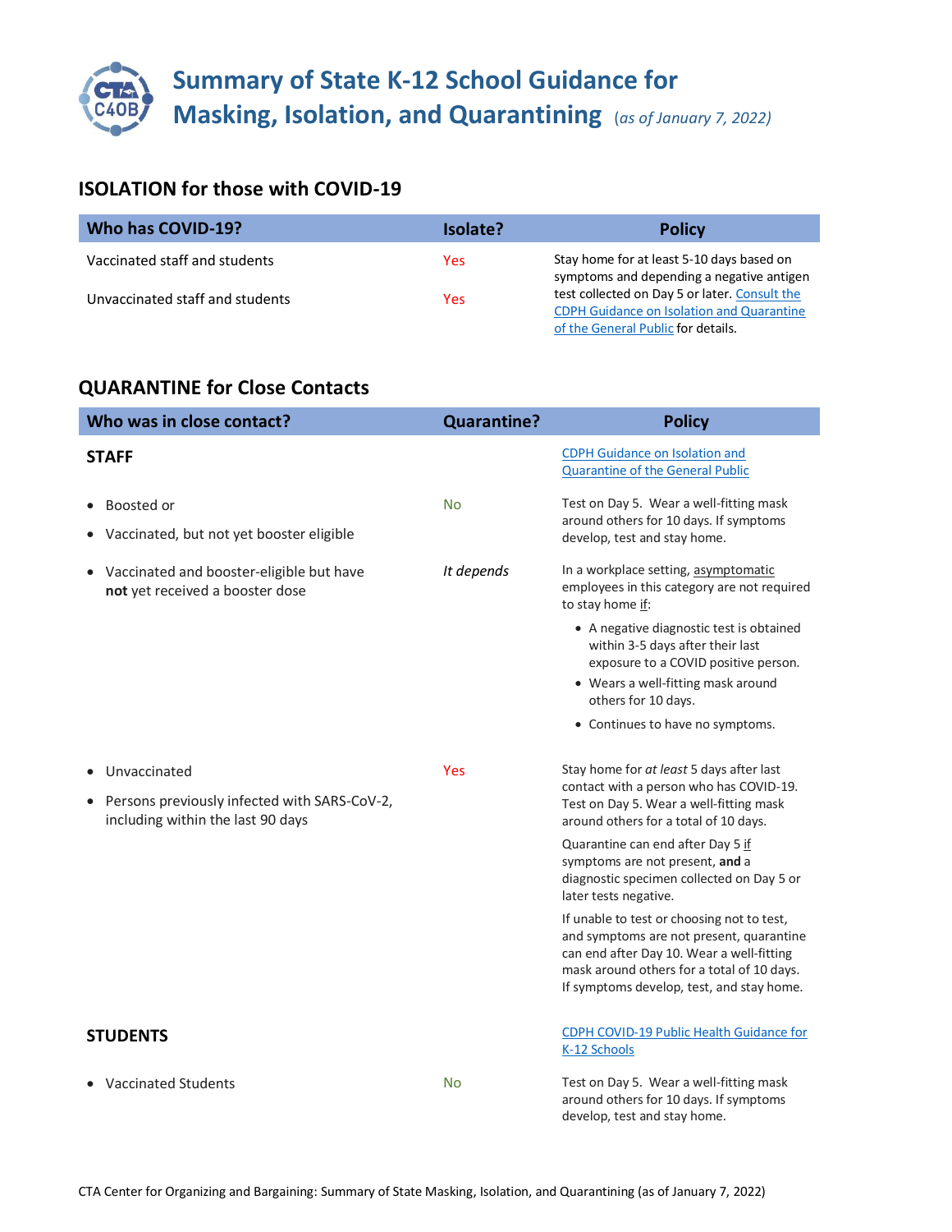# Summary of State K-12 School Guidance for Masking, Isolation, and Quarantining (*as of January 7, 2022*)

## ISOLATION for those with COVID-19

| Who has COVID-19? | Isolate? | Policy |
|---|---|---|
| Vaccinated staff and students | Yes | Stay home for at least 5-10 days based on symptoms and depending a negative antigen test collected on Day 5 or later. Consult the CDPH Guidance on Isolation and Quarantine of the General Public for details. |
| Unvaccinated staff and students | Yes | |

## QUARANTINE for Close Contacts

| Who was in close contact? | Quarantine? | Policy |
|---|---|---|
| **STAFF** | | CDPH Guidance on Isolation and Quarantine of the General Public |
| • Boosted or<br>• Vaccinated, but not yet booster eligible | No | Test on Day 5. Wear a well-fitting mask around others for 10 days. If symptoms develop, test and stay home. |
| • Vaccinated and booster-eligible but have **not** yet received a booster dose | *It depends* | In a workplace setting, asymptomatic employees in this category are not required to stay home if:<br>• A negative diagnostic test is obtained within 3-5 days after their last exposure to a COVID positive person.<br>• Wears a well-fitting mask around others for 10 days.<br>• Continues to have no symptoms. |
| • Unvaccinated<br>• Persons previously infected with SARS-CoV-2, including within the last 90 days | Yes | Stay home for *at least* 5 days after last contact with a person who has COVID-19. Test on Day 5. Wear a well-fitting mask around others for a total of 10 days.<br>Quarantine can end after Day 5 if symptoms are not present, **and** a diagnostic specimen collected on Day 5 or later tests negative.<br>If unable to test or choosing not to test, and symptoms are not present, quarantine can end after Day 10. Wear a well-fitting mask around others for a total of 10 days. If symptoms develop, test, and stay home. |
| **STUDENTS** | | CDPH COVID-19 Public Health Guidance for K-12 Schools |
| • Vaccinated Students | No | Test on Day 5. Wear a well-fitting mask around others for 10 days. If symptoms develop, test and stay home. |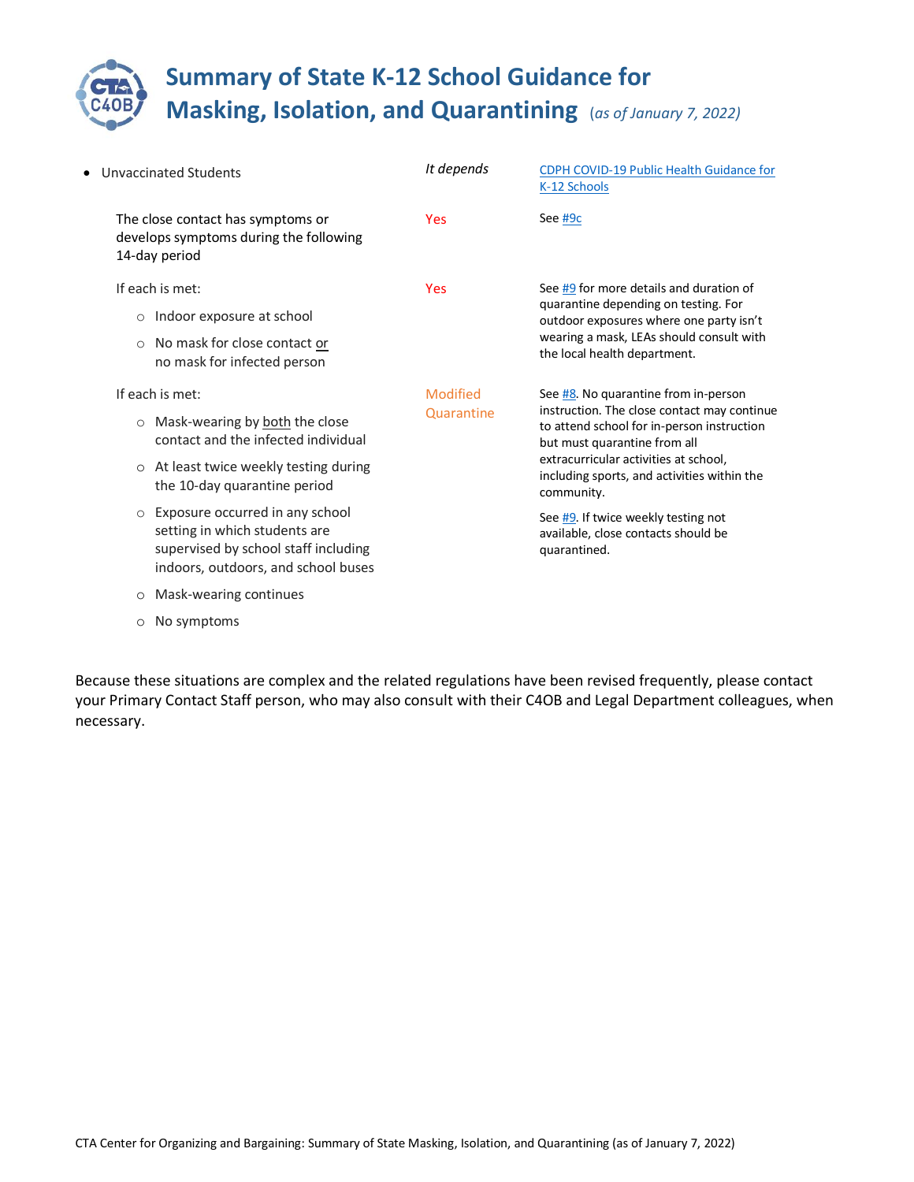# Summary of State K-12 School Guidance for Masking, Isolation, and Quarantining *(as of January 7, 2022)*

| | | |
|---|---|---|
| • Unvaccinated Students | *It depends* | CDPH COVID-19 Public Health Guidance for K-12 Schools |
| The close contact has symptoms or develops symptoms during the following 14-day period | Yes | See #9c |
| If each is met:<br>○ Indoor exposure at school<br>○ No mask for close contact or no mask for infected person | Yes | See #9 for more details and duration of quarantine depending on testing. For outdoor exposures where one party isn't wearing a mask, LEAs should consult with the local health department. |
| If each is met:<br>○ Mask-wearing by both the close contact and the infected individual<br>○ At least twice weekly testing during the 10-day quarantine period<br>○ Exposure occurred in any school setting in which students are supervised by school staff including indoors, outdoors, and school buses<br>○ Mask-wearing continues<br>○ No symptoms | Modified Quarantine | See #8. No quarantine from in-person instruction. The close contact may continue to attend school for in-person instruction but must quarantine from all extracurricular activities at school, including sports, and activities within the community.<br><br>See #9. If twice weekly testing not available, close contacts should be quarantined. |

Because these situations are complex and the related regulations have been revised frequently, please contact your Primary Contact Staff person, who may also consult with their C4OB and Legal Department colleagues, when necessary.